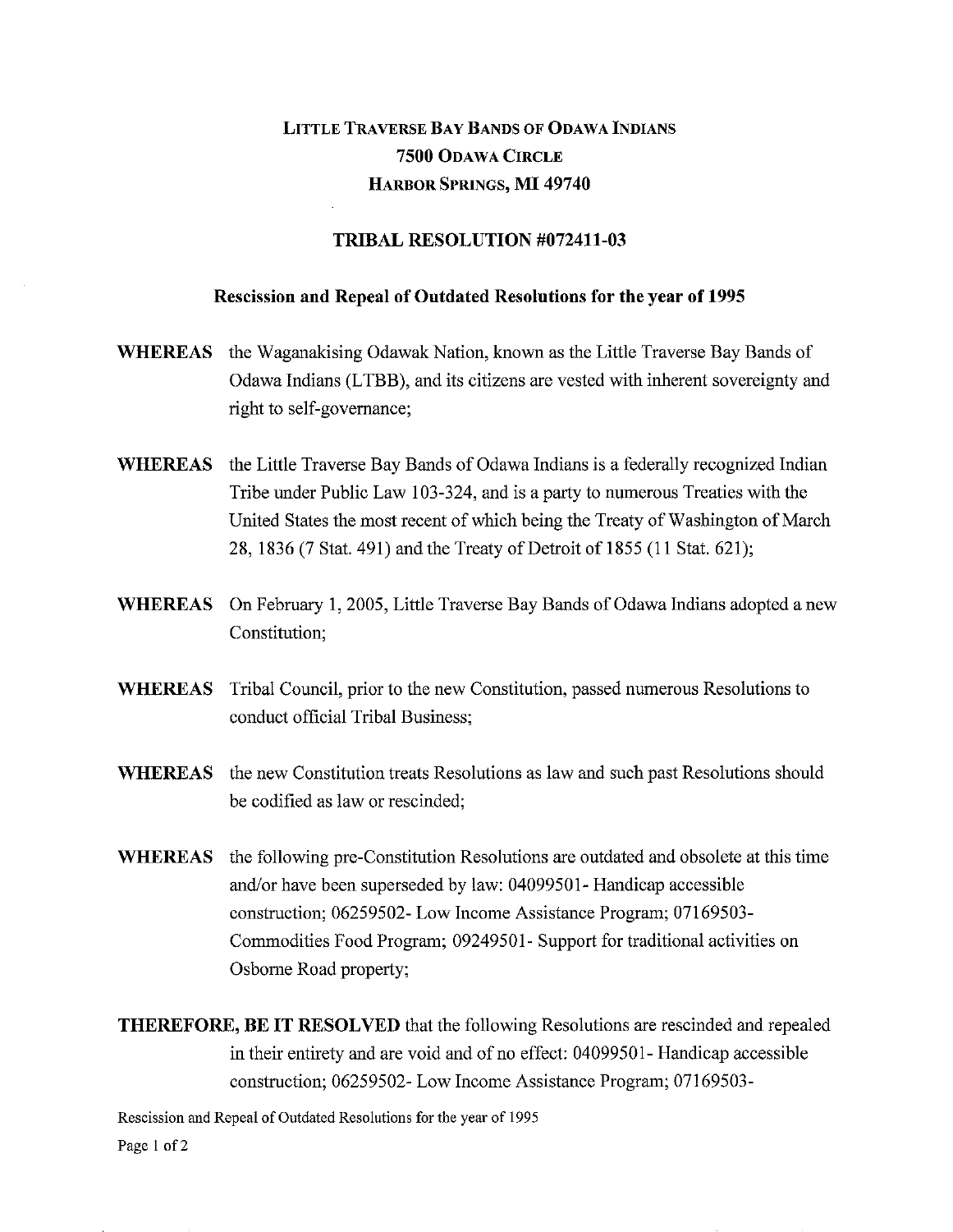# Little Traverse Bay Bands of Odawa Indians
# 7500 Odawa Circle
# Harbor Springs, MI 49740

## TRIBAL RESOLUTION #072411-03

### Rescission and Repeal of Outdated Resolutions for the year of 1995

**WHEREAS** the Waganakising Odawak Nation, known as the Little Traverse Bay Bands of Odawa Indians (LTBB), and its citizens are vested with inherent sovereignty and right to self-governance;

**WHEREAS** the Little Traverse Bay Bands of Odawa Indians is a federally recognized Indian Tribe under Public Law 103-324, and is a party to numerous Treaties with the United States the most recent of which being the Treaty of Washington of March 28, 1836 (7 Stat. 491) and the Treaty of Detroit of 1855 (11 Stat. 621);

**WHEREAS** On February 1, 2005, Little Traverse Bay Bands of Odawa Indians adopted a new Constitution;

**WHEREAS** Tribal Council, prior to the new Constitution, passed numerous Resolutions to conduct official Tribal Business;

**WHEREAS** the new Constitution treats Resolutions as law and such past Resolutions should be codified as law or rescinded;

**WHEREAS** the following pre-Constitution Resolutions are outdated and obsolete at this time and/or have been superseded by law: 04099501- Handicap accessible construction; 06259502- Low Income Assistance Program; 07169503- Commodities Food Program; 09249501- Support for traditional activities on Osborne Road property;

**THEREFORE, BE IT RESOLVED** that the following Resolutions are rescinded and repealed in their entirety and are void and of no effect: 04099501- Handicap accessible construction; 06259502- Low Income Assistance Program; 07169503-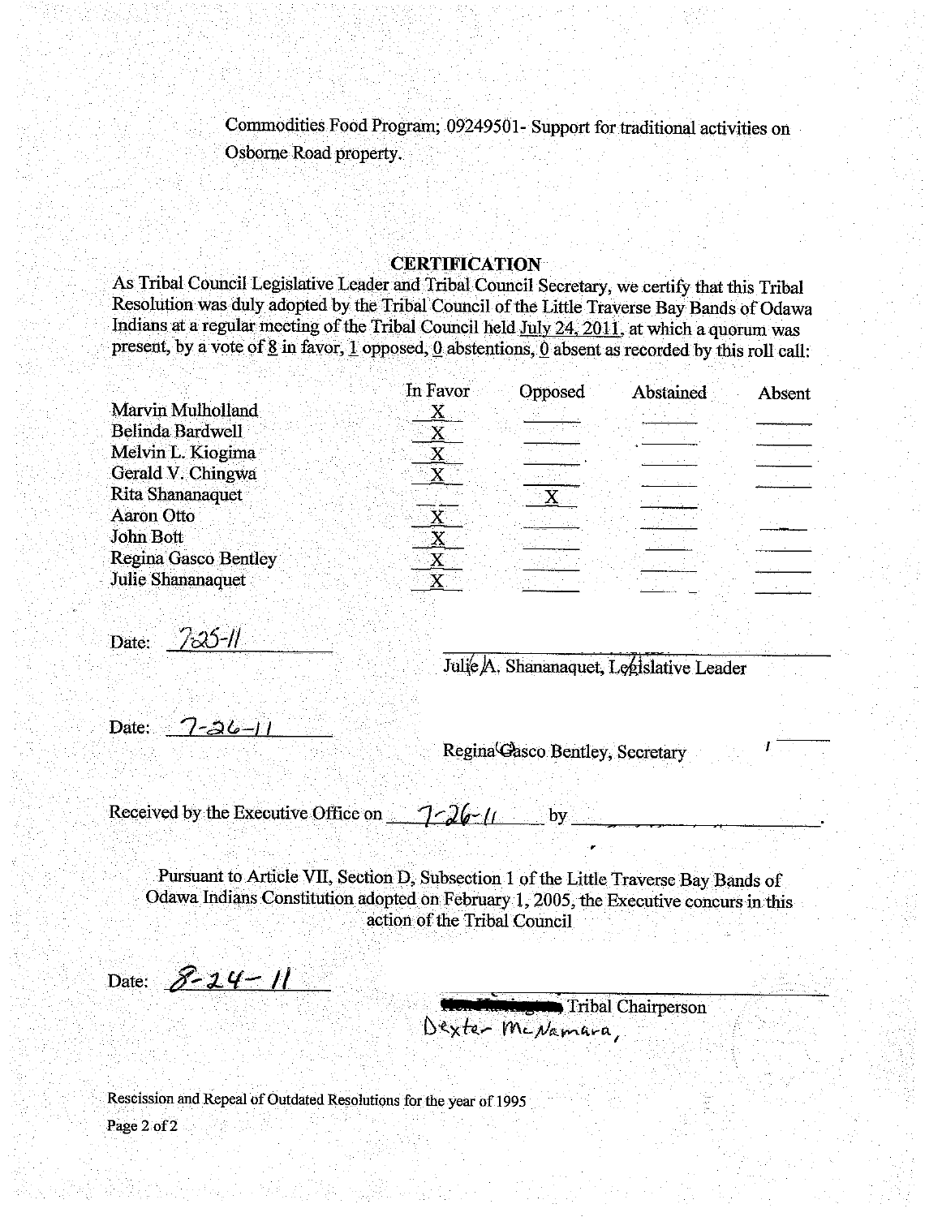Commodities Food Program; 09249501- Support for traditional activities on Osborne Road property.

## CERTIFICATION

As Tribal Council Legislative Leader and Tribal Council Secretary, we certify that this Tribal Resolution was duly adopted by the Tribal Council of the Little Traverse Bay Bands of Odawa Indians at a regular meeting of the Tribal Council held July 24, 2011, at which a quorum was present, by a vote of 8 in favor, 1 opposed, 0 abstentions, 0 absent as recorded by this roll call:

| | In Favor | Opposed | Abstained | Absent |
|---|---|---|---|---|
| Marvin Mulholland | X | | | |
| Belinda Bardwell | X | | | |
| Melvin L. Kiogima | X | | | |
| Gerald V. Chingwa | X | | | |
| Rita Shananaquet | | X | | |
| Aaron Otto | X | | | |
| John Bott | X | | | |
| Regina Gasco Bentley | X | | | |
| Julie Shananaquet | X | | | |

Date: 7-25-11

Julie A. Shananaquet, Legislative Leader

Date: 7-26-11

Regina Gasco Bentley, Secretary

Received by the Executive Office on 7-26-11 by ____________.

Pursuant to Article VII, Section D, Subsection 1 of the Little Traverse Bay Bands of Odawa Indians Constitution adopted on February 1, 2005, the Executive concurs in this action of the Tribal Council

Date: 8-24-11

Tribal Chairperson
Dexter McNamara,

Rescission and Repeal of Outdated Resolutions for the year of 1995